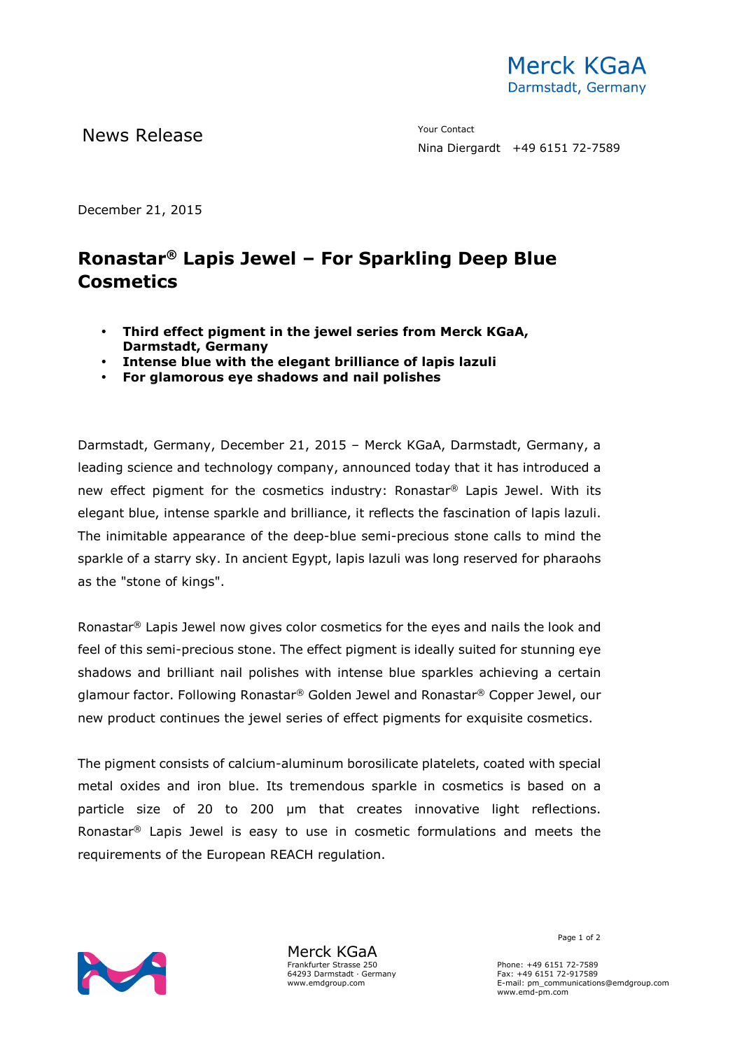Merck KGaA
Darmstadt, Germany

News Release

Your Contact
Nina Diergardt +49 6151 72-7589

December 21, 2015

# Ronastar® Lapis Jewel – For Sparkling Deep Blue Cosmetics

- **Third effect pigment in the jewel series from Merck KGaA, Darmstadt, Germany**
- **Intense blue with the elegant brilliance of lapis lazuli**
- **For glamorous eye shadows and nail polishes**

Darmstadt, Germany, December 21, 2015 – Merck KGaA, Darmstadt, Germany, a leading science and technology company, announced today that it has introduced a new effect pigment for the cosmetics industry: Ronastar® Lapis Jewel. With its elegant blue, intense sparkle and brilliance, it reflects the fascination of lapis lazuli. The inimitable appearance of the deep-blue semi-precious stone calls to mind the sparkle of a starry sky. In ancient Egypt, lapis lazuli was long reserved for pharaohs as the "stone of kings".

Ronastar® Lapis Jewel now gives color cosmetics for the eyes and nails the look and feel of this semi-precious stone. The effect pigment is ideally suited for stunning eye shadows and brilliant nail polishes with intense blue sparkles achieving a certain glamour factor. Following Ronastar® Golden Jewel and Ronastar® Copper Jewel, our new product continues the jewel series of effect pigments for exquisite cosmetics.

The pigment consists of calcium-aluminum borosilicate platelets, coated with special metal oxides and iron blue. Its tremendous sparkle in cosmetics is based on a particle size of 20 to 200 µm that creates innovative light reflections. Ronastar® Lapis Jewel is easy to use in cosmetic formulations and meets the requirements of the European REACH regulation.

Merck KGaA
Frankfurter Strasse 250
64293 Darmstadt · Germany
www.emdgroup.com

Phone: +49 6151 72-7589
Fax: +49 6151 72-917589
E-mail: pm_communications@emdgroup.com
www.emd-pm.com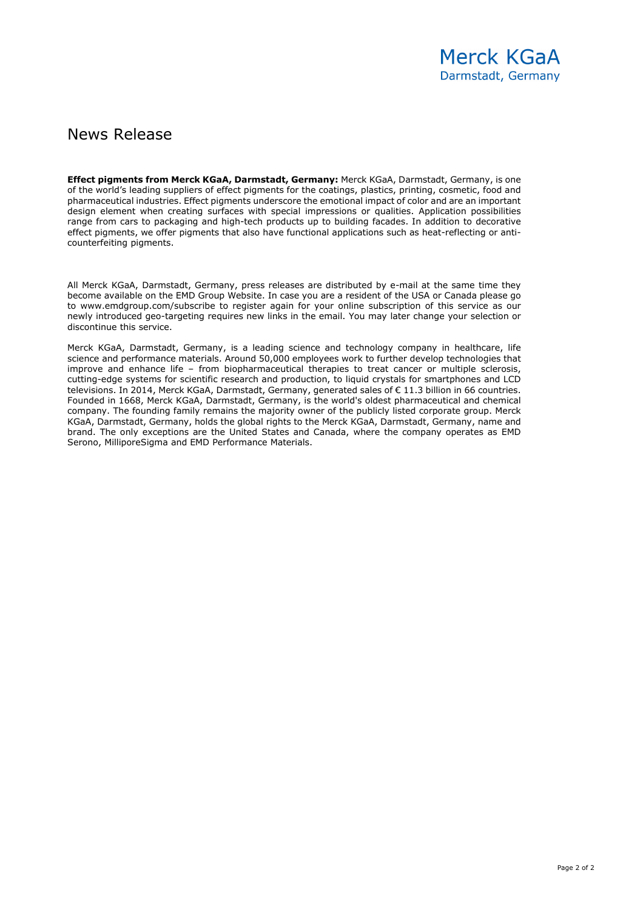# News Release

**Effect pigments from Merck KGaA, Darmstadt, Germany:** Merck KGaA, Darmstadt, Germany, is one of the world's leading suppliers of effect pigments for the coatings, plastics, printing, cosmetic, food and pharmaceutical industries. Effect pigments underscore the emotional impact of color and are an important design element when creating surfaces with special impressions or qualities. Application possibilities range from cars to packaging and high-tech products up to building facades. In addition to decorative effect pigments, we offer pigments that also have functional applications such as heat-reflecting or anti-counterfeiting pigments.

All Merck KGaA, Darmstadt, Germany, press releases are distributed by e-mail at the same time they become available on the EMD Group Website. In case you are a resident of the USA or Canada please go to www.emdgroup.com/subscribe to register again for your online subscription of this service as our newly introduced geo-targeting requires new links in the email. You may later change your selection or discontinue this service.

Merck KGaA, Darmstadt, Germany, is a leading science and technology company in healthcare, life science and performance materials. Around 50,000 employees work to further develop technologies that improve and enhance life – from biopharmaceutical therapies to treat cancer or multiple sclerosis, cutting-edge systems for scientific research and production, to liquid crystals for smartphones and LCD televisions. In 2014, Merck KGaA, Darmstadt, Germany, generated sales of € 11.3 billion in 66 countries. Founded in 1668, Merck KGaA, Darmstadt, Germany, is the world's oldest pharmaceutical and chemical company. The founding family remains the majority owner of the publicly listed corporate group. Merck KGaA, Darmstadt, Germany, holds the global rights to the Merck KGaA, Darmstadt, Germany, name and brand. The only exceptions are the United States and Canada, where the company operates as EMD Serono, MilliporeSigma and EMD Performance Materials.